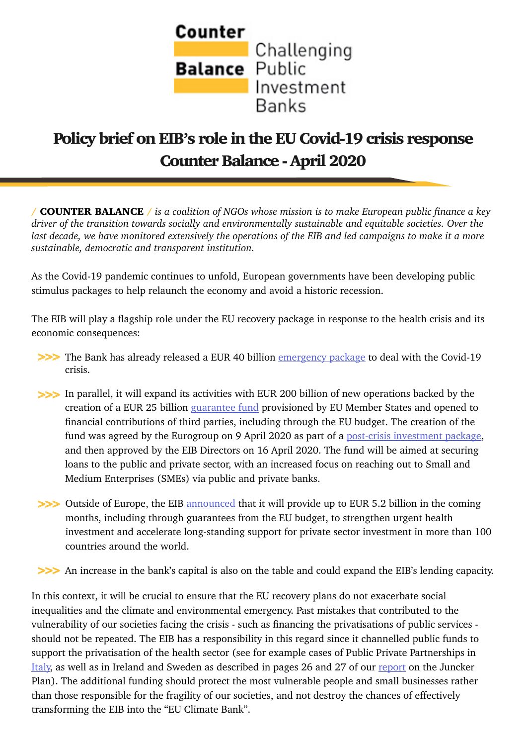Counter Balance
Challenging Public Investment Banks

# Policy brief on EIB's role in the EU Covid-19 crisis response
## Counter Balance - April 2020

/ **COUNTER BALANCE** / *is a coalition of NGOs whose mission is to make European public finance a key driver of the transition towards socially and environmentally sustainable and equitable societies. Over the last decade, we have monitored extensively the operations of the EIB and led campaigns to make it a more sustainable, democratic and transparent institution.*

As the Covid-19 pandemic continues to unfold, European governments have been developing public stimulus packages to help relaunch the economy and avoid a historic recession.

The EIB will play a flagship role under the EU recovery package in response to the health crisis and its economic consequences:

- The Bank has already released a EUR 40 billion emergency package to deal with the Covid-19 crisis.
- In parallel, it will expand its activities with EUR 200 billion of new operations backed by the creation of a EUR 25 billion guarantee fund provisioned by EU Member States and opened to financial contributions of third parties, including through the EU budget. The creation of the fund was agreed by the Eurogroup on 9 April 2020 as part of a post-crisis investment package, and then approved by the EIB Directors on 16 April 2020. The fund will be aimed at securing loans to the public and private sector, with an increased focus on reaching out to Small and Medium Enterprises (SMEs) via public and private banks.
- Outside of Europe, the EIB announced that it will provide up to EUR 5.2 billion in the coming months, including through guarantees from the EU budget, to strengthen urgent health investment and accelerate long-standing support for private sector investment in more than 100 countries around the world.
- An increase in the bank's capital is also on the table and could expand the EIB's lending capacity.

In this context, it will be crucial to ensure that the EU recovery plans do not exacerbate social inequalities and the climate and environmental emergency. Past mistakes that contributed to the vulnerability of our societies facing the crisis - such as financing the privatisations of public services - should not be repeated. The EIB has a responsibility in this regard since it channelled public funds to support the privatisation of the health sector (see for example cases of Public Private Partnerships in Italy, as well as in Ireland and Sweden as described in pages 26 and 27 of our report on the Juncker Plan). The additional funding should protect the most vulnerable people and small businesses rather than those responsible for the fragility of our societies, and not destroy the chances of effectively transforming the EIB into the "EU Climate Bank".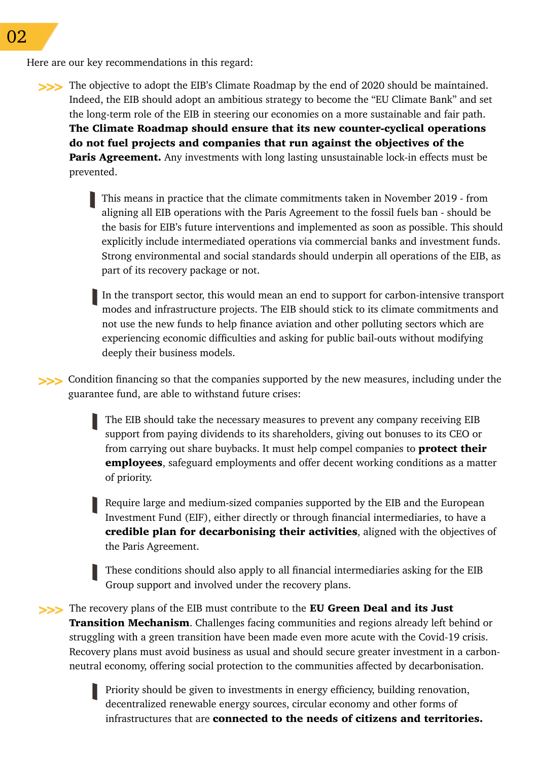Here are our key recommendations in this regard:

- The objective to adopt the EIB's Climate Roadmap by the end of 2020 should be maintained. Indeed, the EIB should adopt an ambitious strategy to become the "EU Climate Bank" and set the long-term role of the EIB in steering our economies on a more sustainable and fair path. **The Climate Roadmap should ensure that its new counter-cyclical operations do not fuel projects and companies that run against the objectives of the Paris Agreement.** Any investments with long lasting unsustainable lock-in effects must be prevented.

  - This means in practice that the climate commitments taken in November 2019 - from aligning all EIB operations with the Paris Agreement to the fossil fuels ban - should be the basis for EIB's future interventions and implemented as soon as possible. This should explicitly include intermediated operations via commercial banks and investment funds. Strong environmental and social standards should underpin all operations of the EIB, as part of its recovery package or not.

  - In the transport sector, this would mean an end to support for carbon-intensive transport modes and infrastructure projects. The EIB should stick to its climate commitments and not use the new funds to help finance aviation and other polluting sectors which are experiencing economic difficulties and asking for public bail-outs without modifying deeply their business models.

- Condition financing so that the companies supported by the new measures, including under the guarantee fund, are able to withstand future crises:

  - The EIB should take the necessary measures to prevent any company receiving EIB support from paying dividends to its shareholders, giving out bonuses to its CEO or from carrying out share buybacks. It must help compel companies to **protect their employees**, safeguard employments and offer decent working conditions as a matter of priority.

  - Require large and medium-sized companies supported by the EIB and the European Investment Fund (EIF), either directly or through financial intermediaries, to have a **credible plan for decarbonising their activities**, aligned with the objectives of the Paris Agreement.

  - These conditions should also apply to all financial intermediaries asking for the EIB Group support and involved under the recovery plans.

- The recovery plans of the EIB must contribute to the **EU Green Deal and its Just Transition Mechanism**. Challenges facing communities and regions already left behind or struggling with a green transition have been made even more acute with the Covid-19 crisis. Recovery plans must avoid business as usual and should secure greater investment in a carbon-neutral economy, offering social protection to the communities affected by decarbonisation.

  - Priority should be given to investments in energy efficiency, building renovation, decentralized renewable energy sources, circular economy and other forms of infrastructures that are **connected to the needs of citizens and territories.**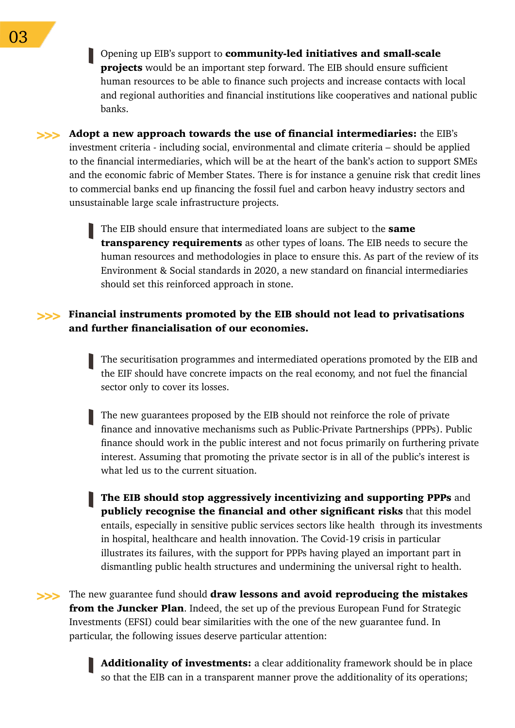Opening up EIB's support to **community-led initiatives and small-scale projects** would be an important step forward. The EIB should ensure sufficient human resources to be able to finance such projects and increase contacts with local and regional authorities and financial institutions like cooperatives and national public banks.

>>> **Adopt a new approach towards the use of financial intermediaries:** the EIB's investment criteria - including social, environmental and climate criteria – should be applied to the financial intermediaries, which will be at the heart of the bank's action to support SMEs and the economic fabric of Member States. There is for instance a genuine risk that credit lines to commercial banks end up financing the fossil fuel and carbon heavy industry sectors and unsustainable large scale infrastructure projects.

The EIB should ensure that intermediated loans are subject to the **same transparency requirements** as other types of loans. The EIB needs to secure the human resources and methodologies in place to ensure this. As part of the review of its Environment & Social standards in 2020, a new standard on financial intermediaries should set this reinforced approach in stone.

>>> **Financial instruments promoted by the EIB should not lead to privatisations and further financialisation of our economies.**

The securitisation programmes and intermediated operations promoted by the EIB and the EIF should have concrete impacts on the real economy, and not fuel the financial sector only to cover its losses.

The new guarantees proposed by the EIB should not reinforce the role of private finance and innovative mechanisms such as Public-Private Partnerships (PPPs). Public finance should work in the public interest and not focus primarily on furthering private interest. Assuming that promoting the private sector is in all of the public's interest is what led us to the current situation.

**The EIB should stop aggressively incentivizing and supporting PPPs** and **publicly recognise the financial and other significant risks** that this model entails, especially in sensitive public services sectors like health through its investments in hospital, healthcare and health innovation. The Covid-19 crisis in particular illustrates its failures, with the support for PPPs having played an important part in dismantling public health structures and undermining the universal right to health.

>>> The new guarantee fund should **draw lessons and avoid reproducing the mistakes from the Juncker Plan**. Indeed, the set up of the previous European Fund for Strategic Investments (EFSI) could bear similarities with the one of the new guarantee fund. In particular, the following issues deserve particular attention:

**Additionality of investments:** a clear additionality framework should be in place so that the EIB can in a transparent manner prove the additionality of its operations;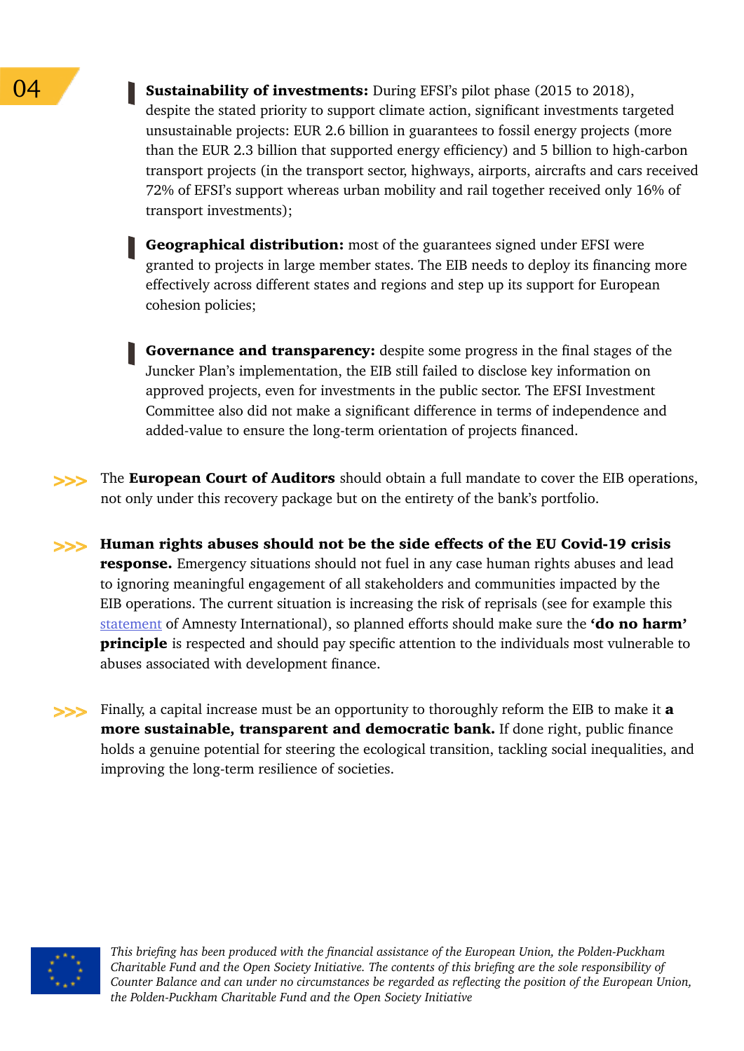- **Sustainability of investments:** During EFSI's pilot phase (2015 to 2018), despite the stated priority to support climate action, significant investments targeted unsustainable projects: EUR 2.6 billion in guarantees to fossil energy projects (more than the EUR 2.3 billion that supported energy efficiency) and 5 billion to high-carbon transport projects (in the transport sector, highways, airports, aircrafts and cars received 72% of EFSI's support whereas urban mobility and rail together received only 16% of transport investments);

- **Geographical distribution:** most of the guarantees signed under EFSI were granted to projects in large member states. The EIB needs to deploy its financing more effectively across different states and regions and step up its support for European cohesion policies;

- **Governance and transparency:** despite some progress in the final stages of the Juncker Plan's implementation, the EIB still failed to disclose key information on approved projects, even for investments in the public sector. The EFSI Investment Committee also did not make a significant difference in terms of independence and added-value to ensure the long-term orientation of projects financed.

>>> The **European Court of Auditors** should obtain a full mandate to cover the EIB operations, not only under this recovery package but on the entirety of the bank's portfolio.

>>> **Human rights abuses should not be the side effects of the EU Covid-19 crisis response.** Emergency situations should not fuel in any case human rights abuses and lead to ignoring meaningful engagement of all stakeholders and communities impacted by the EIB operations. The current situation is increasing the risk of reprisals (see for example this statement of Amnesty International), so planned efforts should make sure the **'do no harm' principle** is respected and should pay specific attention to the individuals most vulnerable to abuses associated with development finance.

>>> Finally, a capital increase must be an opportunity to thoroughly reform the EIB to make it **a more sustainable, transparent and democratic bank.** If done right, public finance holds a genuine potential for steering the ecological transition, tackling social inequalities, and improving the long-term resilience of societies.

*This briefing has been produced with the financial assistance of the European Union, the Polden-Puckham Charitable Fund and the Open Society Initiative. The contents of this briefing are the sole responsibility of Counter Balance and can under no circumstances be regarded as reflecting the position of the European Union, the Polden-Puckham Charitable Fund and the Open Society Initiative*